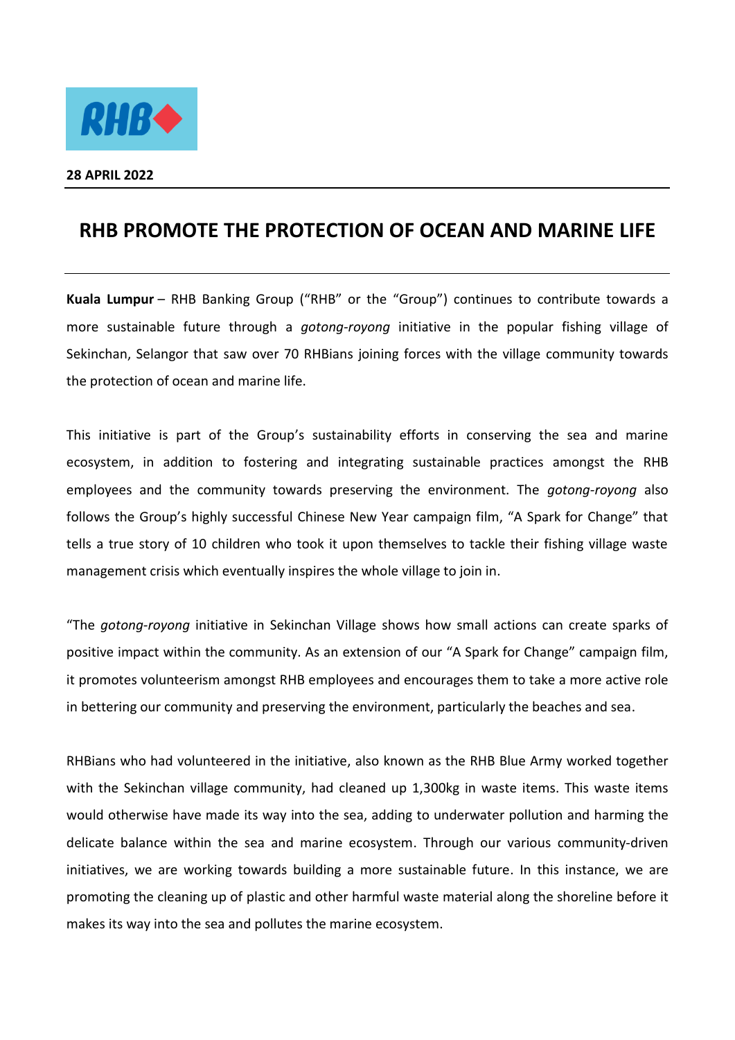RHB

**28 APRIL 2022**

# RHB PROMOTE THE PROTECTION OF OCEAN AND MARINE LIFE

**Kuala Lumpur** – RHB Banking Group ("RHB" or the "Group") continues to contribute towards a more sustainable future through a *gotong-royong* initiative in the popular fishing village of Sekinchan, Selangor that saw over 70 RHBians joining forces with the village community towards the protection of ocean and marine life.

This initiative is part of the Group's sustainability efforts in conserving the sea and marine ecosystem, in addition to fostering and integrating sustainable practices amongst the RHB employees and the community towards preserving the environment. The *gotong-royong* also follows the Group's highly successful Chinese New Year campaign film, "A Spark for Change" that tells a true story of 10 children who took it upon themselves to tackle their fishing village waste management crisis which eventually inspires the whole village to join in.

"The *gotong-royong* initiative in Sekinchan Village shows how small actions can create sparks of positive impact within the community. As an extension of our "A Spark for Change" campaign film, it promotes volunteerism amongst RHB employees and encourages them to take a more active role in bettering our community and preserving the environment, particularly the beaches and sea.

RHBians who had volunteered in the initiative, also known as the RHB Blue Army worked together with the Sekinchan village community, had cleaned up 1,300kg in waste items. This waste items would otherwise have made its way into the sea, adding to underwater pollution and harming the delicate balance within the sea and marine ecosystem. Through our various community-driven initiatives, we are working towards building a more sustainable future. In this instance, we are promoting the cleaning up of plastic and other harmful waste material along the shoreline before it makes its way into the sea and pollutes the marine ecosystem.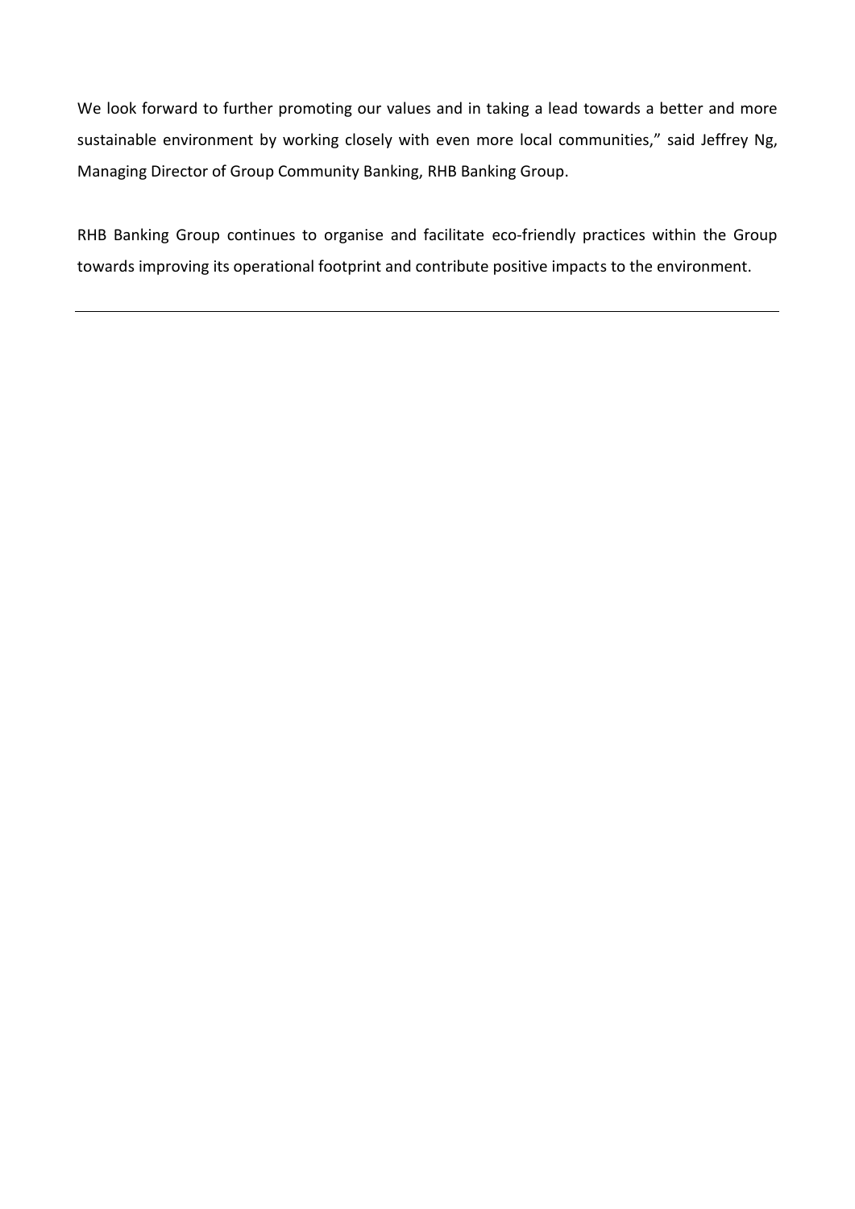We look forward to further promoting our values and in taking a lead towards a better and more sustainable environment by working closely with even more local communities," said Jeffrey Ng, Managing Director of Group Community Banking, RHB Banking Group.

RHB Banking Group continues to organise and facilitate eco-friendly practices within the Group towards improving its operational footprint and contribute positive impacts to the environment.

---